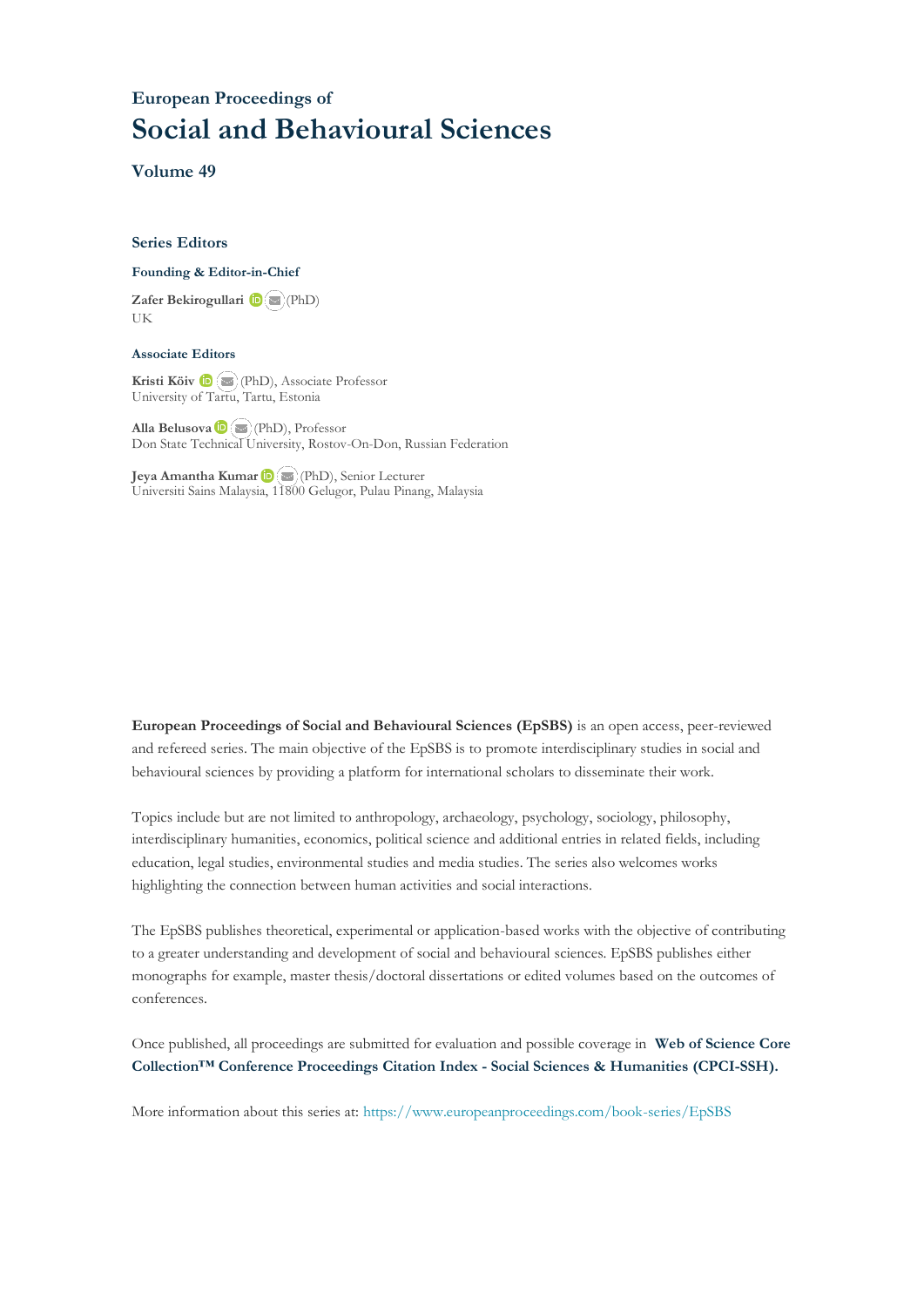## European Proceedings of

# Social and Behavioural Sciences

### Volume 49

### Series Editors

**Founding & Editor-in-Chief**

**Zafer Bekirogullari** (PhD)
UK

**Associate Editors**

**Kristi Köiv** (PhD), Associate Professor
University of Tartu, Tartu, Estonia

**Alla Belusova** (PhD), Professor
Don State Technical University, Rostov-On-Don, Russian Federation

**Jeya Amantha Kumar** (PhD), Senior Lecturer
Universiti Sains Malaysia, 11800 Gelugor, Pulau Pinang, Malaysia

**European Proceedings of Social and Behavioural Sciences (EpSBS)** is an open access, peer-reviewed and refereed series. The main objective of the EpSBS is to promote interdisciplinary studies in social and behavioural sciences by providing a platform for international scholars to disseminate their work.

Topics include but are not limited to anthropology, archaeology, psychology, sociology, philosophy, interdisciplinary humanities, economics, political science and additional entries in related fields, including education, legal studies, environmental studies and media studies. The series also welcomes works highlighting the connection between human activities and social interactions.

The EpSBS publishes theoretical, experimental or application-based works with the objective of contributing to a greater understanding and development of social and behavioural sciences. EpSBS publishes either monographs for example, master thesis/doctoral dissertations or edited volumes based on the outcomes of conferences.

Once published, all proceedings are submitted for evaluation and possible coverage in **Web of Science Core Collection™ Conference Proceedings Citation Index - Social Sciences & Humanities (CPCI-SSH).**

More information about this series at: https://www.europeanproceedings.com/book-series/EpSBS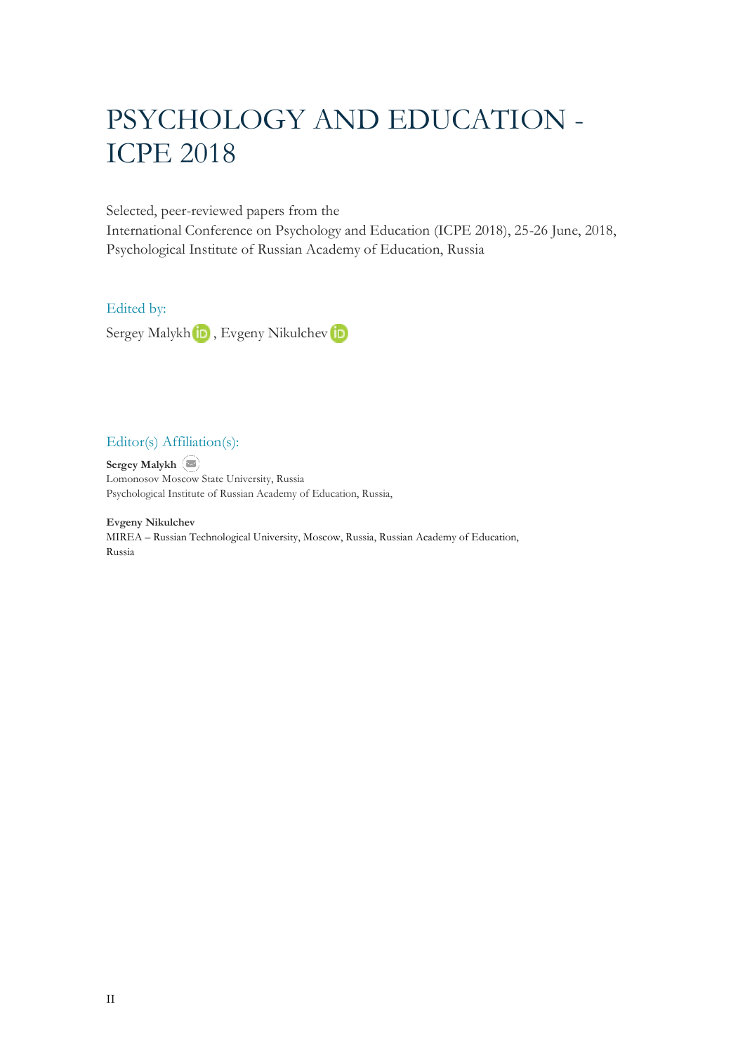# PSYCHOLOGY AND EDUCATION - ICPE 2018

Selected, peer-reviewed papers from the
International Conference on Psychology and Education (ICPE 2018), 25-26 June, 2018,
Psychological Institute of Russian Academy of Education, Russia

## Edited by:

Sergey Malykh, Evgeny Nikulchev

## Editor(s) Affiliation(s):

**Sergey Malykh**
Lomonosov Moscow State University, Russia
Psychological Institute of Russian Academy of Education, Russia,

**Evgeny Nikulchev**
MIREA – Russian Technological University, Moscow, Russia, Russian Academy of Education, Russia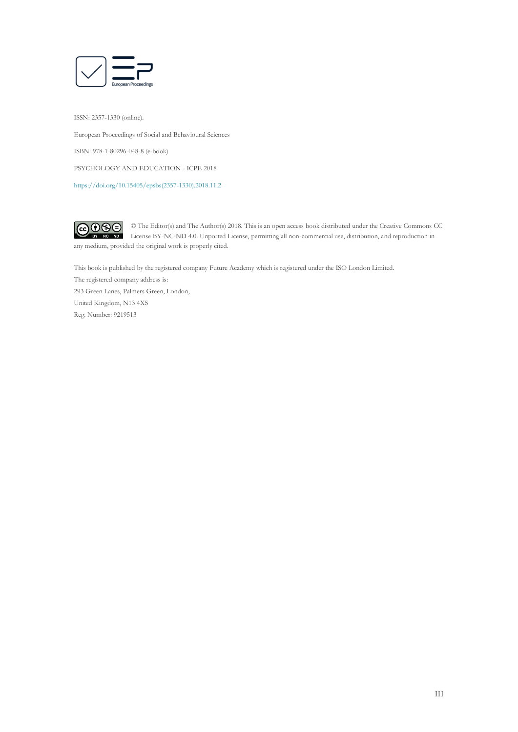European Proceedings

ISSN: 2357-1330 (online).

European Proceedings of Social and Behavioural Sciences

ISBN: 978-1-80296-048-8 (e-book)

PSYCHOLOGY AND EDUCATION - ICPE 2018

https://doi.org/10.15405/epsbs(2357-1330).2018.11.2

© The Editor(s) and The Author(s) 2018. This is an open access book distributed under the Creative Commons CC License BY-NC-ND 4.0. Unported License, permitting all non-commercial use, distribution, and reproduction in any medium, provided the original work is properly cited.

This book is published by the registered company Future Academy which is registered under the ISO London Limited.

The registered company address is:

293 Green Lanes, Palmers Green, London,

United Kingdom, N13 4XS

Reg. Number: 9219513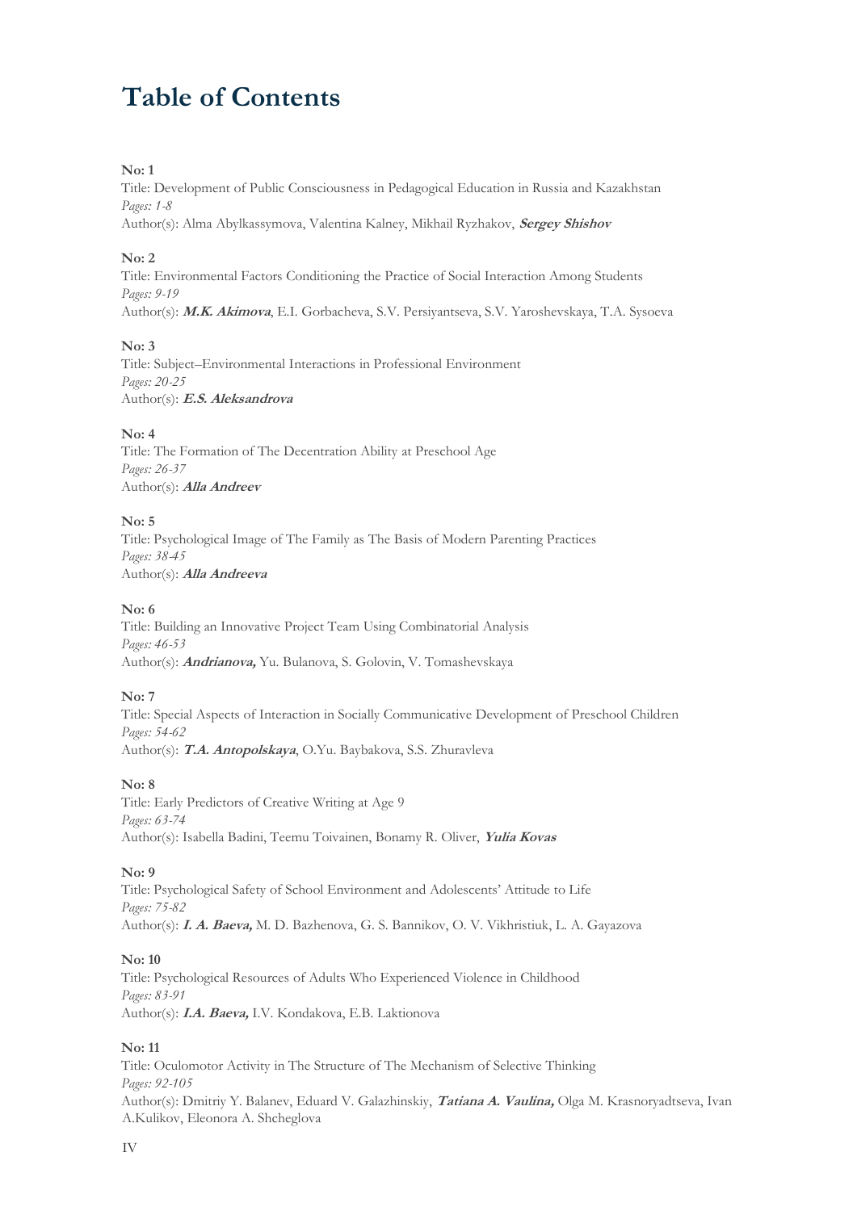# Table of Contents

**No: 1**
Title: Development of Public Consciousness in Pedagogical Education in Russia and Kazakhstan
*Pages: 1-8*
Author(s): Alma Abylkassymova, Valentina Kalney, Mikhail Ryzhakov, ***Sergey Shishov***

**No: 2**
Title: Environmental Factors Conditioning the Practice of Social Interaction Among Students
*Pages: 9-19*
Author(s): ***M.K. Akimova***, E.I. Gorbacheva, S.V. Persiyantseva, S.V. Yaroshevskaya, T.A. Sysoeva

**No: 3**
Title: Subject–Environmental Interactions in Professional Environment
*Pages: 20-25*
Author(s): ***E.S. Aleksandrova***

**No: 4**
Title: The Formation of The Decentration Ability at Preschool Age
*Pages: 26-37*
Author(s): ***Alla Andreev***

**No: 5**
Title: Psychological Image of The Family as The Basis of Modern Parenting Practices
*Pages: 38-45*
Author(s): ***Alla Andreeva***

**No: 6**
Title: Building an Innovative Project Team Using Combinatorial Analysis
*Pages: 46-53*
Author(s): ***Andrianova,*** Yu. Bulanova, S. Golovin, V. Tomashevskaya

**No: 7**
Title: Special Aspects of Interaction in Socially Communicative Development of Preschool Children
*Pages: 54-62*
Author(s): ***T.A. Antopolskaya***, O.Yu. Baybakova, S.S. Zhuravleva

**No: 8**
Title: Early Predictors of Creative Writing at Age 9
*Pages: 63-74*
Author(s): Isabella Badini, Teemu Toivainen, Bonamy R. Oliver, ***Yulia Kovas***

**No: 9**
Title: Psychological Safety of School Environment and Adolescents' Attitude to Life
*Pages: 75-82*
Author(s): ***I. A. Baeva,*** M. D. Bazhenova, G. S. Bannikov, O. V. Vikhristiuk, L. A. Gayazova

**No: 10**
Title: Psychological Resources of Adults Who Experienced Violence in Childhood
*Pages: 83-91*
Author(s): ***I.A. Baeva,*** I.V. Kondakova, E.B. Laktionova

**No: 11**
Title: Oculomotor Activity in The Structure of The Mechanism of Selective Thinking
*Pages: 92-105*
Author(s): Dmitriy Y. Balanev, Eduard V. Galazhinskiy, ***Tatiana A. Vaulina,*** Olga M. Krasnoryadtseva, Ivan A.Kulikov, Eleonora A. Shcheglova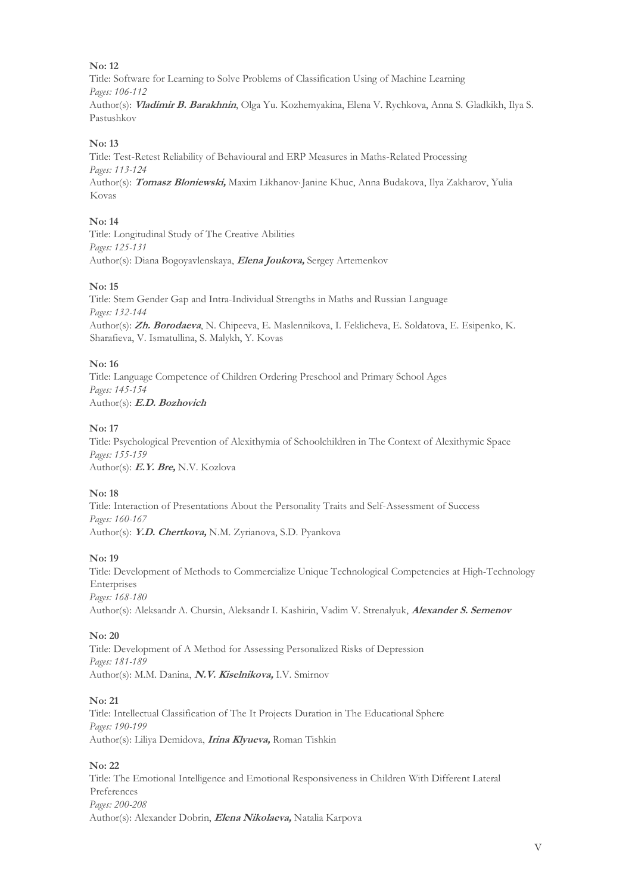**No: 12**

Title: Software for Learning to Solve Problems of Classification Using of Machine Learning

*Pages: 106-112*

Author(s): ***Vladimir B. Barakhnin***, Olga Yu. Kozhemyakina, Elena V. Rychkova, Anna S. Gladkikh, Ilya S. Pastushkov

**No: 13**

Title: Test-Retest Reliability of Behavioural and ERP Measures in Maths-Related Processing

*Pages: 113-124*

Author(s): ***Tomasz Bloniewski,*** Maxim Likhanov, Janine Khuc, Anna Budakova, Ilya Zakharov, Yulia Kovas

**No: 14**

Title: Longitudinal Study of The Creative Abilities

*Pages: 125-131*

Author(s): Diana Bogoyavlenskaya, ***Elena Joukova,*** Sergey Artemenkov

**No: 15**

Title: Stem Gender Gap and Intra-Individual Strengths in Maths and Russian Language

*Pages: 132-144*

Author(s): ***Zh. Borodaeva***, N. Chipeeva, E. Maslennikova, I. Feklicheva, E. Soldatova, E. Esipenko, K. Sharafieva, V. Ismatullina, S. Malykh, Y. Kovas

**No: 16**

Title: Language Competence of Children Ordering Preschool and Primary School Ages

*Pages: 145-154*

Author(s): ***E.D. Bozhovich***

**No: 17**

Title: Psychological Prevention of Alexithymia of Schoolchildren in The Context of Alexithymic Space

*Pages: 155-159*

Author(s): ***E.Y. Bre,*** N.V. Kozlova

**No: 18**

Title: Interaction of Presentations About the Personality Traits and Self-Assessment of Success

*Pages: 160-167*

Author(s): ***Y.D. Chertkova,*** N.M. Zyrianova, S.D. Pyankova

**No: 19**

Title: Development of Methods to Commercialize Unique Technological Competencies at High-Technology Enterprises

*Pages: 168-180*

Author(s): Aleksandr A. Chursin, Aleksandr I. Kashirin, Vadim V. Strenalyuk, ***Alexander S. Semenov***

**No: 20**

Title: Development of A Method for Assessing Personalized Risks of Depression

*Pages: 181-189*

Author(s): M.M. Danina, ***N.V. Kiselnikova,*** I.V. Smirnov

**No: 21**

Title: Intellectual Classification of The It Projects Duration in The Educational Sphere

*Pages: 190-199*

Author(s): Liliya Demidova, ***Irina Klyueva,*** Roman Tishkin

**No: 22**

Title: The Emotional Intelligence and Emotional Responsiveness in Children With Different Lateral Preferences

*Pages: 200-208*

Author(s): Alexander Dobrin, ***Elena Nikolaeva,*** Natalia Karpova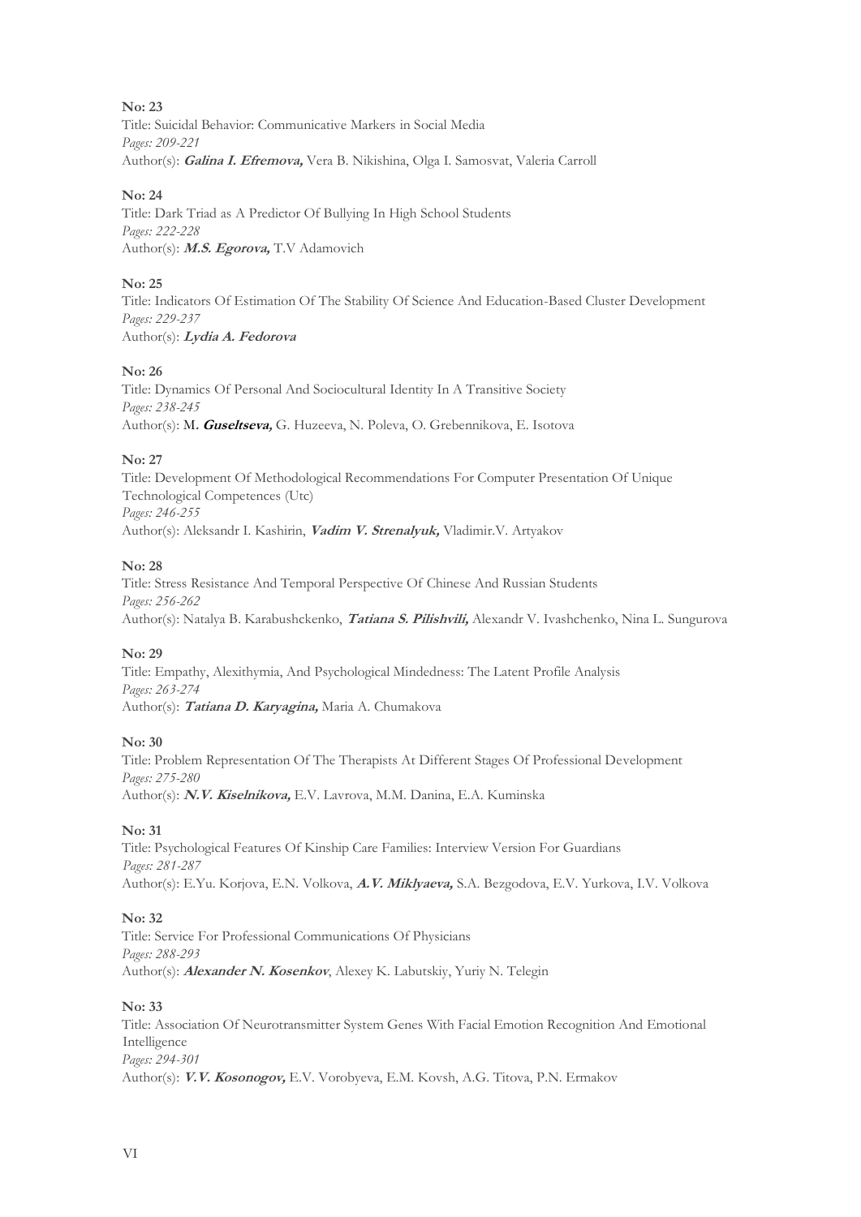**No: 23**
Title: Suicidal Behavior: Communicative Markers in Social Media
*Pages: 209-221*
Author(s): ***Galina I. Efremova,*** Vera B. Nikishina, Olga I. Samosvat, Valeria Carroll

**No: 24**
Title: Dark Triad as A Predictor Of Bullying In High School Students
*Pages: 222-228*
Author(s): ***M.S. Egorova,*** T.V Adamovich

**No: 25**
Title: Indicators Of Estimation Of The Stability Of Science And Education-Based Cluster Development
*Pages: 229-237*
Author(s): ***Lydia A. Fedorova***

**No: 26**
Title: Dynamics Of Personal And Sociocultural Identity In A Transitive Society
*Pages: 238-245*
Author(s): **M. *Guseltseva,*** G. Huzeeva, N. Poleva, O. Grebennikova, E. Isotova

**No: 27**
Title: Development Of Methodological Recommendations For Computer Presentation Of Unique Technological Competences (Utc)
*Pages: 246-255*
Author(s): Aleksandr I. Kashirin, ***Vadim V. Strenalyuk,*** Vladimir.V. Artyakov

**No: 28**
Title: Stress Resistance And Temporal Perspective Of Chinese And Russian Students
*Pages: 256-262*
Author(s): Natalya B. Karabushckenko, ***Tatiana S. Pilishvili,*** Alexandr V. Ivashchenko, Nina L. Sungurova

**No: 29**
Title: Empathy, Alexithymia, And Psychological Mindedness: The Latent Profile Analysis
*Pages: 263-274*
Author(s): ***Tatiana D. Karyagina,*** Maria A. Chumakova

**No: 30**
Title: Problem Representation Of The Therapists At Different Stages Of Professional Development
*Pages: 275-280*
Author(s): ***N.V. Kiselnikova,*** E.V. Lavrova, M.M. Danina, E.A. Kuminska

**No: 31**
Title: Psychological Features Of Kinship Care Families: Interview Version For Guardians
*Pages: 281-287*
Author(s): E.Yu. Korjova, E.N. Volkova, ***A.V. Miklyaeva,*** S.A. Bezgodova, E.V. Yurkova, I.V. Volkova

**No: 32**
Title: Service For Professional Communications Of Physicians
*Pages: 288-293*
Author(s): ***Alexander N. Kosenkov***, Alexey K. Labutskiy, Yuriy N. Telegin

**No: 33**
Title: Association Of Neurotransmitter System Genes With Facial Emotion Recognition And Emotional Intelligence
*Pages: 294-301*
Author(s): ***V.V. Kosonogov,*** E.V. Vorobyeva, E.M. Kovsh, A.G. Titova, P.N. Ermakov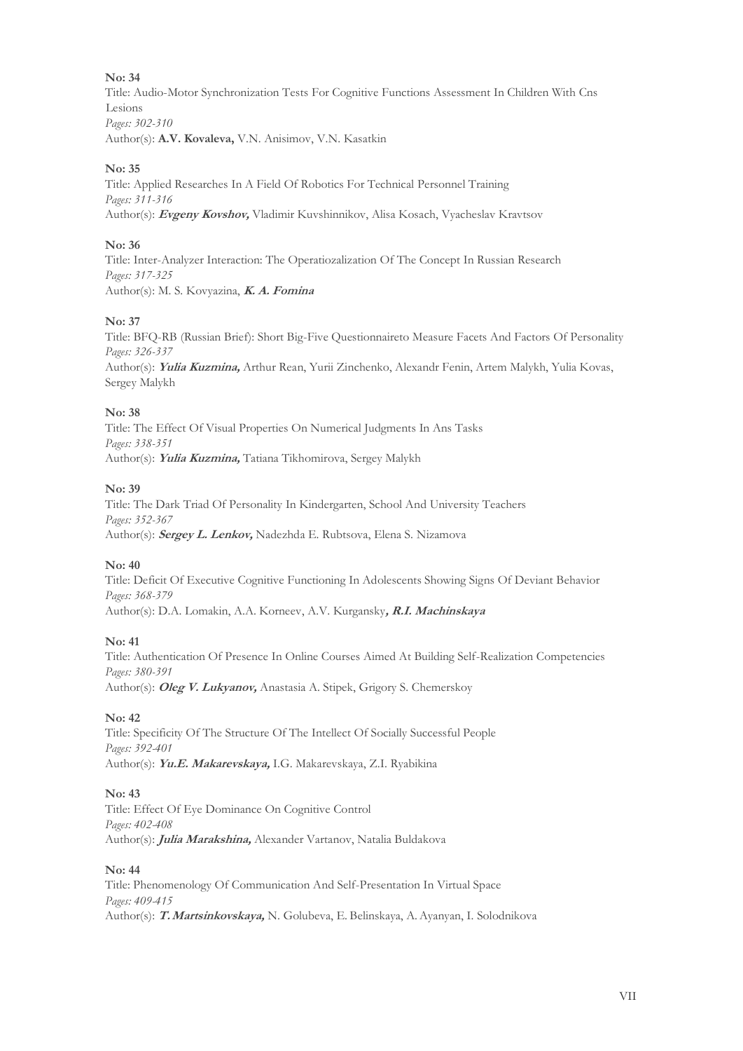**No: 34**

Title: Audio-Motor Synchronization Tests For Cognitive Functions Assessment In Children With Cns Lesions

*Pages: 302-310*

Author(s): **A.V. Kovaleva,** V.N. Anisimov, V.N. Kasatkin

**No: 35**

Title: Applied Researches In A Field Of Robotics For Technical Personnel Training

*Pages: 311-316*

Author(s): ***Evgeny Kovshov,*** Vladimir Kuvshinnikov, Alisa Kosach, Vyacheslav Kravtsov

**No: 36**

Title: Inter-Analyzer Interaction: The Operatiozalization Of The Concept In Russian Research

*Pages: 317-325*

Author(s): M. S. Kovyazina, ***K. A. Fomina***

**No: 37**

Title: BFQ-RB (Russian Brief): Short Big-Five Questionnaireto Measure Facets And Factors Of Personality

*Pages: 326-337*

Author(s): ***Yulia Kuzmina,*** Arthur Rean, Yurii Zinchenko, Alexandr Fenin, Artem Malykh, Yulia Kovas, Sergey Malykh

**No: 38**

Title: The Effect Of Visual Properties On Numerical Judgments In Ans Tasks

*Pages: 338-351*

Author(s): ***Yulia Kuzmina,*** Tatiana Tikhomirova, Sergey Malykh

**No: 39**

Title: The Dark Triad Of Personality In Kindergarten, School And University Teachers

*Pages: 352-367*

Author(s): ***Sergey L. Lenkov,*** Nadezhda E. Rubtsova, Elena S. Nizamova

**No: 40**

Title: Deficit Of Executive Cognitive Functioning In Adolescents Showing Signs Of Deviant Behavior

*Pages: 368-379*

Author(s): D.A. Lomakin, A.A. Korneev, A.V. Kurgansky***, R.I. Machinskaya***

**No: 41**

Title: Authentication Of Presence In Online Courses Aimed At Building Self-Realization Competencies

*Pages: 380-391*

Author(s): ***Oleg V. Lukyanov,*** Anastasia A. Stipek, Grigory S. Chemerskoy

**No: 42**

Title: Specificity Of The Structure Of The Intellect Of Socially Successful People

*Pages: 392-401*

Author(s): ***Yu.E. Makarevskaya,*** I.G. Makarevskaya, Z.I. Ryabikina

**No: 43**

Title: Effect Of Eye Dominance On Cognitive Control

*Pages: 402-408*

Author(s): ***Julia Marakshina,*** Alexander Vartanov, Natalia Buldakova

**No: 44**

Title: Phenomenology Of Communication And Self-Presentation In Virtual Space

*Pages: 409-415*

Author(s): ***T. Martsinkovskaya,*** N. Golubeva, E. Belinskaya, A. Ayanyan, I. Solodnikova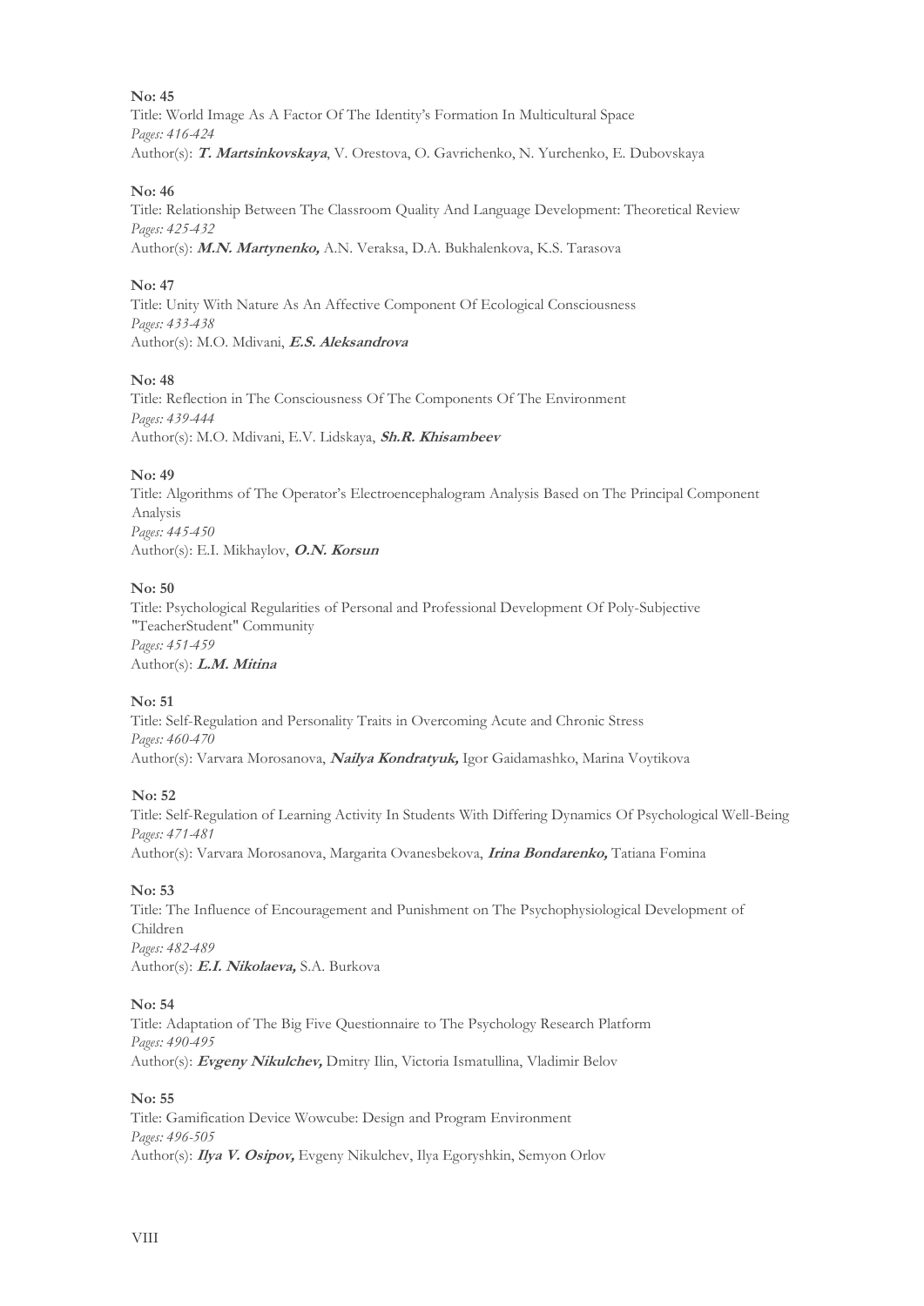**No: 45**
Title: World Image As A Factor Of The Identity's Formation In Multicultural Space
*Pages: 416-424*
Author(s): ***T. Martsinkovskaya***, V. Orestova, O. Gavrichenko, N. Yurchenko, E. Dubovskaya

**No: 46**
Title: Relationship Between The Classroom Quality And Language Development: Theoretical Review
*Pages: 425-432*
Author(s): ***M.N. Martynenko,*** A.N. Veraksa, D.A. Bukhalenkova, K.S. Tarasova

**No: 47**
Title: Unity With Nature As An Affective Component Of Ecological Consciousness
*Pages: 433-438*
Author(s): M.O. Mdivani, ***E.S. Aleksandrova***

**No: 48**
Title: Reflection in The Consciousness Of The Components Of The Environment
*Pages: 439-444*
Author(s): M.O. Mdivani, E.V. Lidskaya, ***Sh.R. Khisambeev***

**No: 49**
Title: Algorithms of The Operator's Electroencephalogram Analysis Based on The Principal Component Analysis
*Pages: 445-450*
Author(s): E.I. Mikhaylov, ***O.N. Korsun***

**No: 50**
Title: Psychological Regularities of Personal and Professional Development Of Poly-Subjective "TeacherStudent" Community
*Pages: 451-459*
Author(s): ***L.M. Mitina***

**No: 51**
Title: Self-Regulation and Personality Traits in Overcoming Acute and Chronic Stress
*Pages: 460-470*
Author(s): Varvara Morosanova, ***Nailya Kondratyuk,*** Igor Gaidamashko, Marina Voytikova

**No: 52**
Title: Self-Regulation of Learning Activity In Students With Differing Dynamics Of Psychological Well-Being
*Pages: 471-481*
Author(s): Varvara Morosanova, Margarita Ovanesbekova, ***Irina Bondarenko,*** Tatiana Fomina

**No: 53**
Title: The Influence of Encouragement and Punishment on The Psychophysiological Development of Children
*Pages: 482-489*
Author(s): ***E.I. Nikolaeva,*** S.A. Burkova

**No: 54**
Title: Adaptation of The Big Five Questionnaire to The Psychology Research Platform
*Pages: 490-495*
Author(s): ***Evgeny Nikulchev,*** Dmitry Ilin, Victoria Ismatullina, Vladimir Belov

**No: 55**
Title: Gamification Device Wowcube: Design and Program Environment
*Pages: 496-505*
Author(s): ***Ilya V. Osipov,*** Evgeny Nikulchev, Ilya Egoryshkin, Semyon Orlov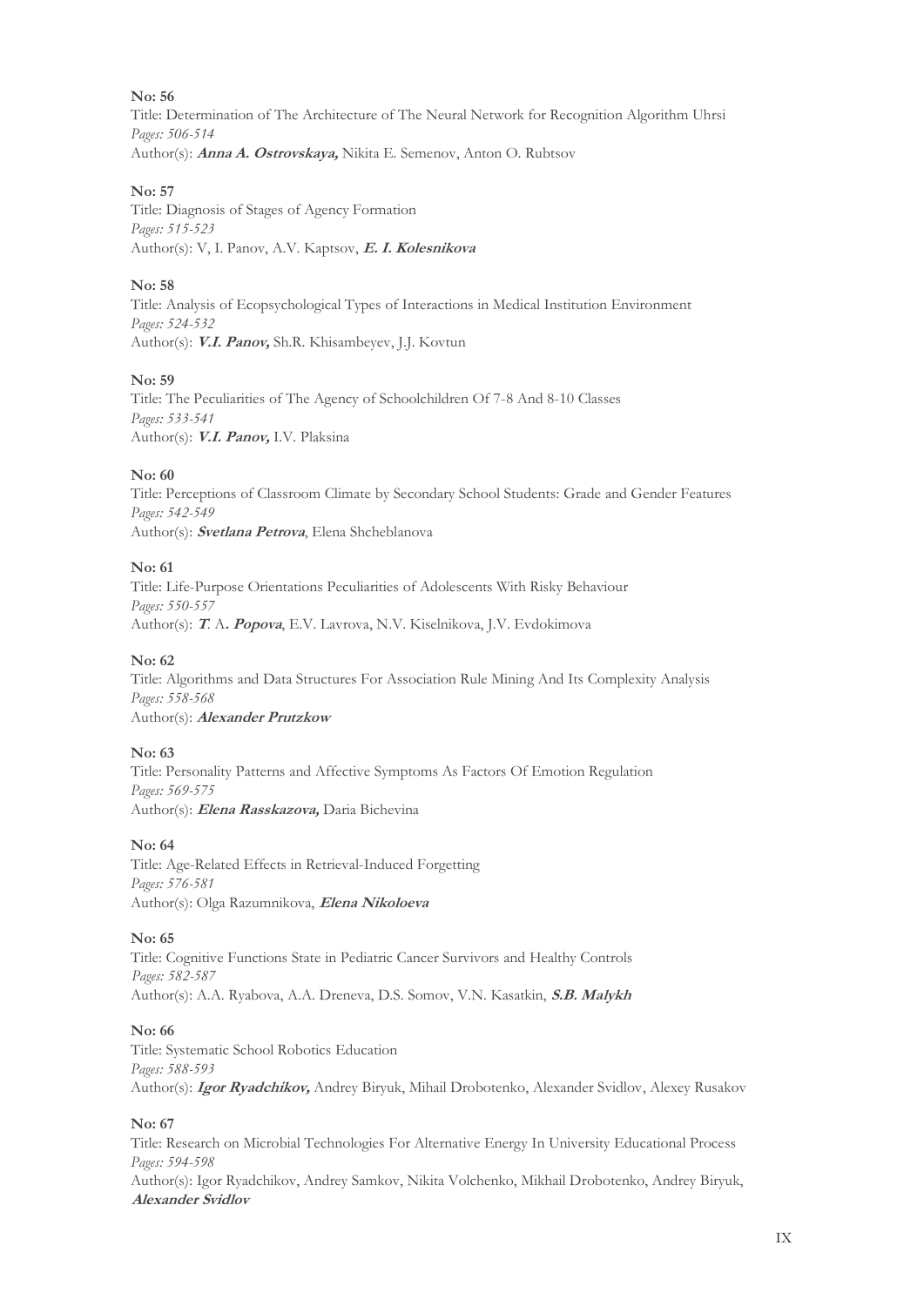**No: 56**
Title: Determination of The Architecture of The Neural Network for Recognition Algorithm Uhrsi
*Pages: 506-514*
Author(s): ***Anna A. Ostrovskaya,*** Nikita E. Semenov, Anton O. Rubtsov

**No: 57**
Title: Diagnosis of Stages of Agency Formation
*Pages: 515-523*
Author(s): V, I. Panov, A.V. Kaptsov, ***E. I. Kolesnikova***

**No: 58**
Title: Analysis of Ecopsychological Types of Interactions in Medical Institution Environment
*Pages: 524-532*
Author(s): ***V.I. Panov,*** Sh.R. Khisambeyev, J.J. Kovtun

**No: 59**
Title: The Peculiarities of The Agency of Schoolchildren Of 7-8 And 8-10 Classes
*Pages: 533-541*
Author(s): ***V.I. Panov,*** I.V. Plaksina

**No: 60**
Title: Perceptions of Classroom Climate by Secondary School Students: Grade and Gender Features
*Pages: 542-549*
Author(s): ***Svetlana Petrova***, Elena Shcheblanova

**No: 61**
Title: Life-Purpose Orientations Peculiarities of Adolescents With Risky Behaviour
*Pages: 550-557*
Author(s): ***T. A. Popova***, E.V. Lavrova, N.V. Kiselnikova, J.V. Evdokimova

**No: 62**
Title: Algorithms and Data Structures For Association Rule Mining And Its Complexity Analysis
*Pages: 558-568*
Author(s): ***Alexander Prutzkow***

**No: 63**
Title: Personality Patterns and Affective Symptoms As Factors Of Emotion Regulation
*Pages: 569-575*
Author(s): ***Elena Rasskazova,*** Daria Bichevina

**No: 64**
Title: Age-Related Effects in Retrieval-Induced Forgetting
*Pages: 576-581*
Author(s): Olga Razumnikova, ***Elena Nikoloeva***

**No: 65**
Title: Cognitive Functions State in Pediatric Cancer Survivors and Healthy Controls
*Pages: 582-587*
Author(s): A.A. Ryabova, A.A. Dreneva, D.S. Somov, V.N. Kasatkin, ***S.B. Malykh***

**No: 66**
Title: Systematic School Robotics Education
*Pages: 588-593*
Author(s): ***Igor Ryadchikov,*** Andrey Biryuk, Mihail Drobotenko, Alexander Svidlov, Alexey Rusakov

**No: 67**
Title: Research on Microbial Technologies For Alternative Energy In University Educational Process
*Pages: 594-598*
Author(s): Igor Ryadchikov, Andrey Samkov, Nikita Volchenko, Mikhail Drobotenko, Andrey Biryuk, ***Alexander Svidlov***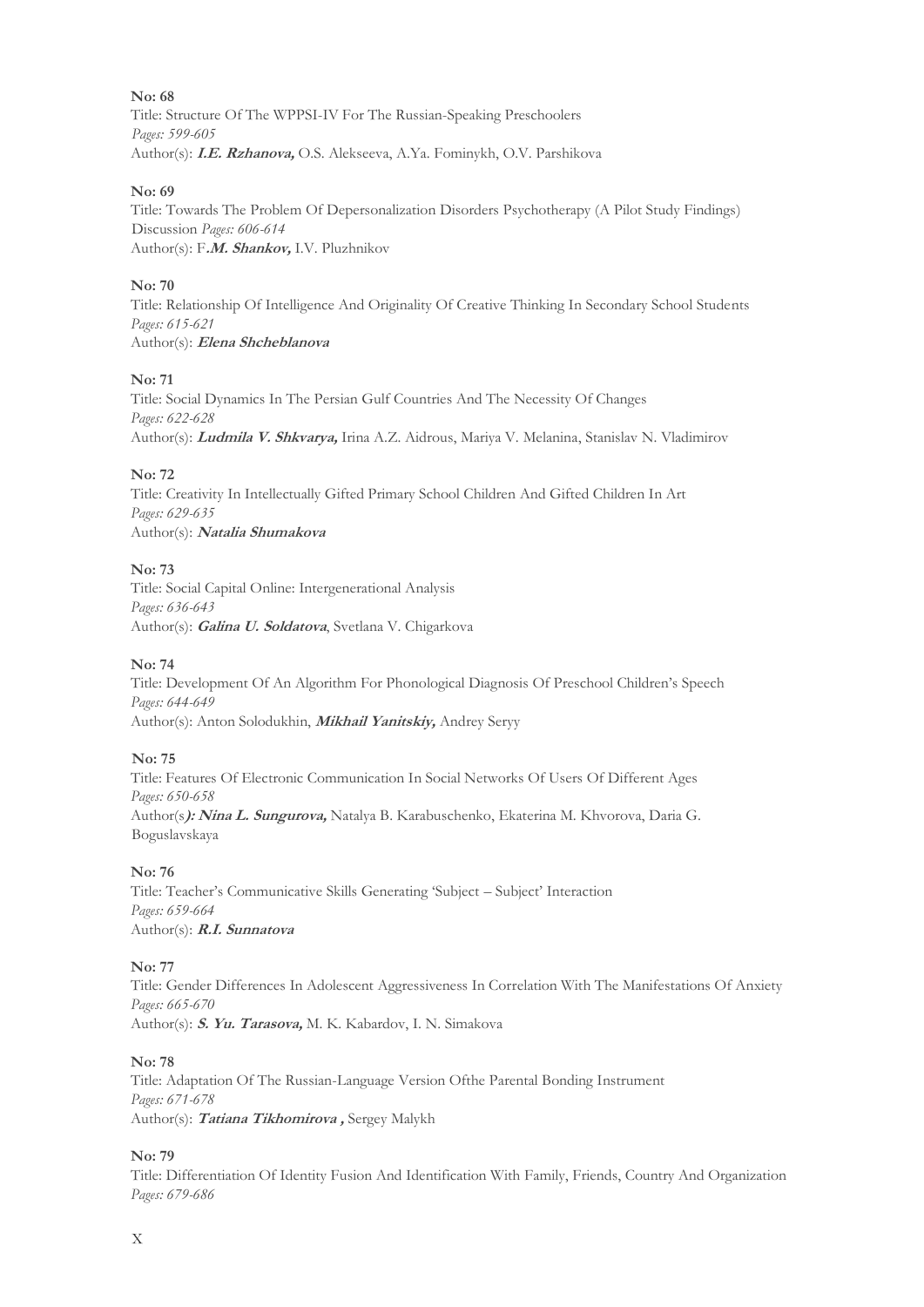**No: 68**
Title: Structure Of The WPPSI-IV For The Russian-Speaking Preschoolers
*Pages: 599-605*
Author(s): ***I.E. Rzhanova,*** O.S. Alekseeva, A.Ya. Fominykh, O.V. Parshikova

**No: 69**
Title: Towards The Problem Of Depersonalization Disorders Psychotherapy (A Pilot Study Findings) Discussion *Pages: 606-614*
Author(s): F***.M. Shankov,*** I.V. Pluzhnikov

**No: 70**
Title: Relationship Of Intelligence And Originality Of Creative Thinking In Secondary School Students
*Pages: 615-621*
Author(s): ***Elena Shcheblanova***

**No: 71**
Title: Social Dynamics In The Persian Gulf Countries And The Necessity Of Changes
*Pages: 622-628*
Author(s): ***Ludmila V. Shkvarya,*** Irina A.Z. Aidrous, Mariya V. Melanina, Stanislav N. Vladimirov

**No: 72**
Title: Creativity In Intellectually Gifted Primary School Children And Gifted Children In Art
*Pages: 629-635*
Author(s): ***Natalia Shumakova***

**No: 73**
Title: Social Capital Online: Intergenerational Analysis
*Pages: 636-643*
Author(s): ***Galina U. Soldatova***, Svetlana V. Chigarkova

**No: 74**
Title: Development Of An Algorithm For Phonological Diagnosis Of Preschool Children's Speech
*Pages: 644-649*
Author(s): Anton Solodukhin, ***Mikhail Yanitskiy,*** Andrey Seryy

**No: 75**
Title: Features Of Electronic Communication In Social Networks Of Users Of Different Ages
*Pages: 650-658*
Author(s***): Nina L. Sungurova,*** Natalya B. Karabuschenko, Ekaterina M. Khvorova, Daria G. Boguslavskaya

**No: 76**
Title: Teacher's Communicative Skills Generating 'Subject – Subject' Interaction
*Pages: 659-664*
Author(s): ***R.I. Sunnatova***

**No: 77**
Title: Gender Differences In Adolescent Aggressiveness In Correlation With The Manifestations Of Anxiety
*Pages: 665-670*
Author(s): ***S. Yu. Tarasova,*** M. K. Kabardov, I. N. Simakova

**No: 78**
Title: Adaptation Of The Russian-Language Version Ofthe Parental Bonding Instrument
*Pages: 671-678*
Author(s): ***Tatiana Tikhomirova ,*** Sergey Malykh

**No: 79**
Title: Differentiation Of Identity Fusion And Identification With Family, Friends, Country And Organization
*Pages: 679-686*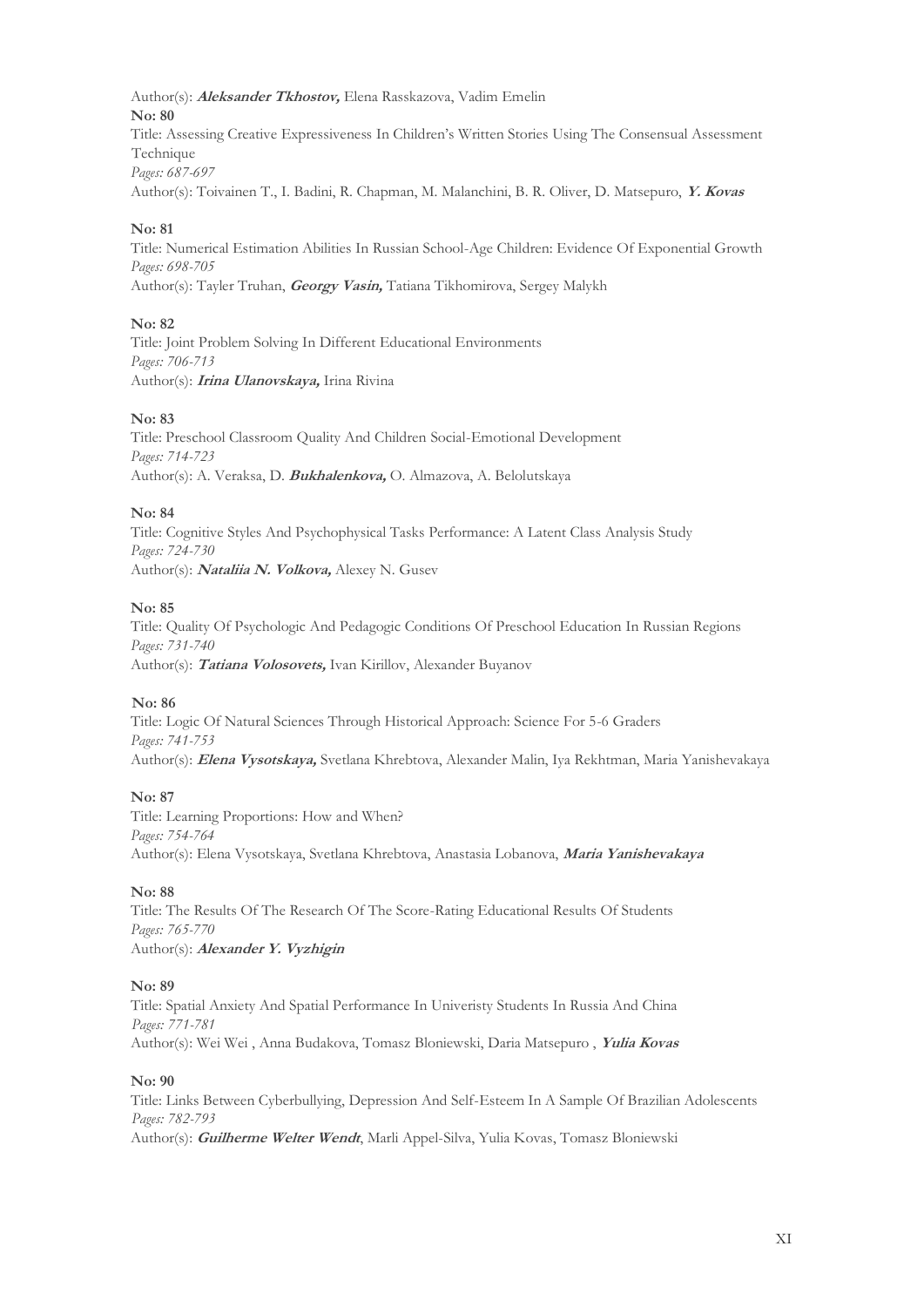Author(s): ***Aleksander Tkhostov,*** Elena Rasskazova, Vadim Emelin

**No: 80**

Title: Assessing Creative Expressiveness In Children's Written Stories Using The Consensual Assessment Technique

*Pages: 687-697*

Author(s): Toivainen T., I. Badini, R. Chapman, M. Malanchini, B. R. Oliver, D. Matsepuro, ***Y. Kovas***

**No: 81**

Title: Numerical Estimation Abilities In Russian School-Age Children: Evidence Of Exponential Growth

*Pages: 698-705*

Author(s): Tayler Truhan, ***Georgy Vasin,*** Tatiana Tikhomirova, Sergey Malykh

**No: 82**

Title: Joint Problem Solving In Different Educational Environments

*Pages: 706-713*

Author(s): ***Irina Ulanovskaya,*** Irina Rivina

**No: 83**

Title: Preschool Classroom Quality And Children Social-Emotional Development

*Pages: 714-723*

Author(s): A. Veraksa, D. ***Bukhalenkova,*** O. Almazova, A. Belolutskaya

**No: 84**

Title: Cognitive Styles And Psychophysical Tasks Performance: A Latent Class Analysis Study

*Pages: 724-730*

Author(s): ***Nataliia N. Volkova,*** Alexey N. Gusev

**No: 85**

Title: Quality Of Psychologic And Pedagogic Conditions Of Preschool Education In Russian Regions

*Pages: 731-740*

Author(s): ***Tatiana Volosovets,*** Ivan Kirillov, Alexander Buyanov

**No: 86**

Title: Logic Of Natural Sciences Through Historical Approach: Science For 5-6 Graders

*Pages: 741-753*

Author(s): ***Elena Vysotskaya,*** Svetlana Khrebtova, Alexander Malin, Iya Rekhtman, Maria Yanishevakaya

**No: 87**

Title: Learning Proportions: How and When?

*Pages: 754-764*

Author(s): Elena Vysotskaya, Svetlana Khrebtova, Anastasia Lobanova, ***Maria Yanishevakaya***

**No: 88**

Title: The Results Of The Research Of The Score-Rating Educational Results Of Students

*Pages: 765-770*

Author(s): ***Alexander Y. Vyzhigin***

**No: 89**

Title: Spatial Anxiety And Spatial Performance In Univeristy Students In Russia And China

*Pages: 771-781*

Author(s): Wei Wei , Anna Budakova, Tomasz Bloniewski, Daria Matsepuro , ***Yulia Kovas***

**No: 90**

Title: Links Between Cyberbullying, Depression And Self-Esteem In A Sample Of Brazilian Adolescents

*Pages: 782-793*

Author(s): ***Guilherme Welter Wendt***, Marli Appel-Silva, Yulia Kovas, Tomasz Bloniewski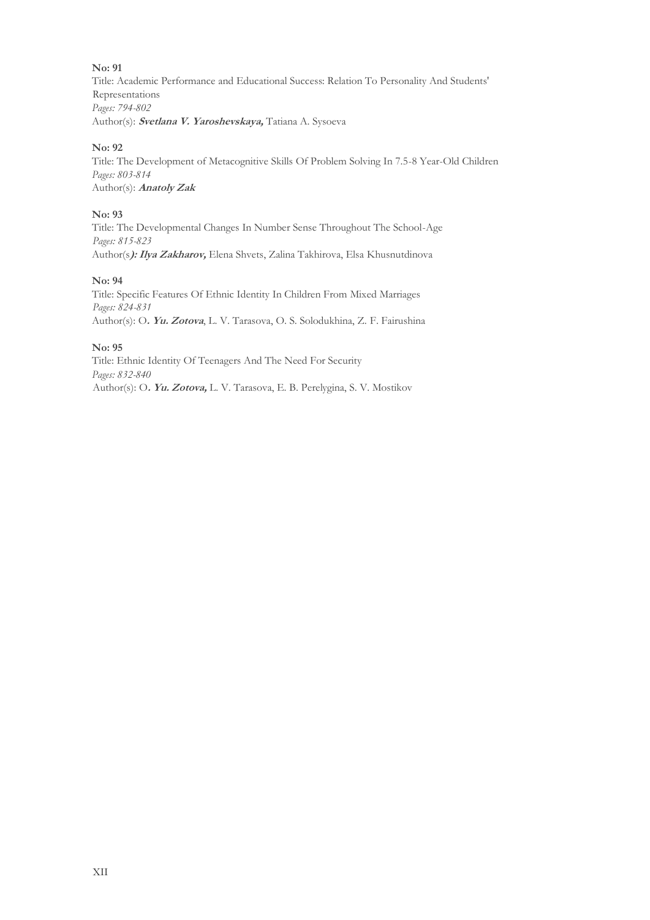**No: 91**

Title: Academic Performance and Educational Success: Relation To Personality And Students' Representations

*Pages: 794-802*

Author(s): ***Svetlana V. Yaroshevskaya,*** Tatiana A. Sysoeva

**No: 92**

Title: The Development of Metacognitive Skills Of Problem Solving In 7.5-8 Year-Old Children

*Pages: 803-814*

Author(s): ***Anatoly Zak***

**No: 93**

Title: The Developmental Changes In Number Sense Throughout The School-Age

*Pages: 815-823*

Author(s***): Ilya Zakharov,*** Elena Shvets, Zalina Takhirova, Elsa Khusnutdinova

**No: 94**

Title: Specific Features Of Ethnic Identity In Children From Mixed Marriages

*Pages: 824-831*

Author(s): O***. Yu. Zotova***, L. V. Tarasova, O. S. Solodukhina, Z. F. Fairushina

**No: 95**

Title: Ethnic Identity Of Teenagers And The Need For Security

*Pages: 832-840*

Author(s): O***. Yu. Zotova,*** L. V. Tarasova, E. B. Perelygina, S. V. Mostikov